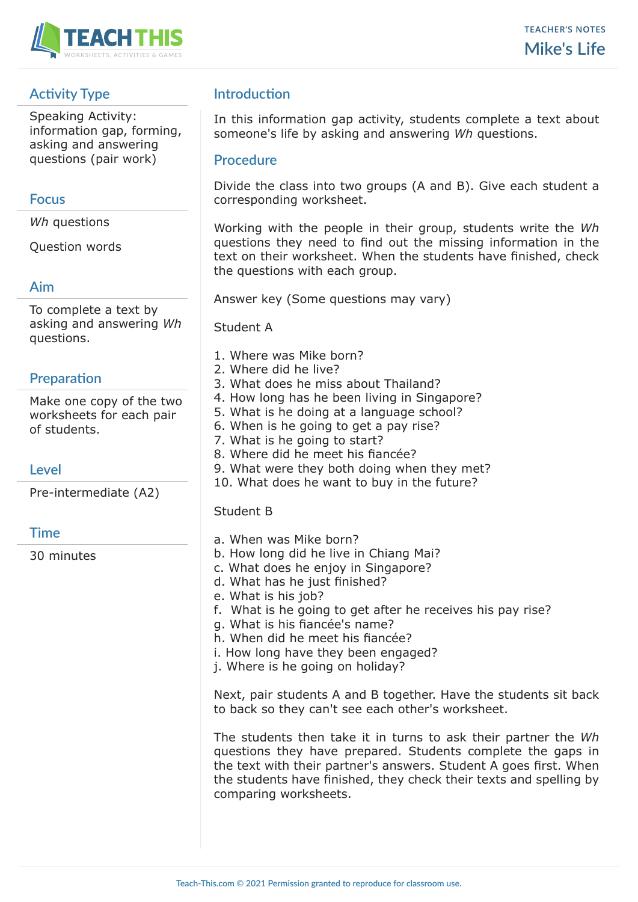TEACHER'S NOTES

# Mike's Life

## Activity Type

Speaking Activity: information gap, forming, asking and answering questions (pair work)

## Focus

*Wh* questions

Question words

## Aim

To complete a text by asking and answering *Wh* questions.

## Preparation

Make one copy of the two worksheets for each pair of students.

## Level

Pre-intermediate (A2)

## Time

30 minutes

## Introduction

In this information gap activity, students complete a text about someone's life by asking and answering *Wh* questions.

## Procedure

Divide the class into two groups (A and B). Give each student a corresponding worksheet.

Working with the people in their group, students write the *Wh* questions they need to find out the missing information in the text on their worksheet. When the students have finished, check the questions with each group.

Answer key (Some questions may vary)

Student A

1. Where was Mike born?
2. Where did he live?
3. What does he miss about Thailand?
4. How long has he been living in Singapore?
5. What is he doing at a language school?
6. When is he going to get a pay rise?
7. What is he going to start?
8. Where did he meet his fiancée?
9. What were they both doing when they met?
10. What does he want to buy in the future?

Student B

a. When was Mike born?
b. How long did he live in Chiang Mai?
c. What does he enjoy in Singapore?
d. What has he just finished?
e. What is his job?
f. What is he going to get after he receives his pay rise?
g. What is his fiancée's name?
h. When did he meet his fiancée?
i. How long have they been engaged?
j. Where is he going on holiday?

Next, pair students A and B together. Have the students sit back to back so they can't see each other's worksheet.

The students then take it in turns to ask their partner the *Wh* questions they have prepared. Students complete the gaps in the text with their partner's answers. Student A goes first. When the students have finished, they check their texts and spelling by comparing worksheets.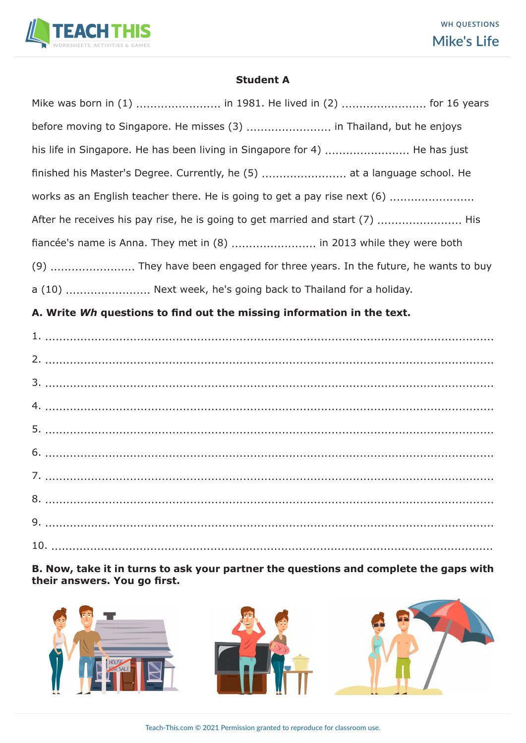## Student A

Mike was born in (1) ........................ in 1981. He lived in (2) ........................ for 16 years before moving to Singapore. He misses (3) ........................ in Thailand, but he enjoys his life in Singapore. He has been living in Singapore for 4) ........................ He has just finished his Master's Degree. Currently, he (5) ........................ at a language school. He works as an English teacher there. He is going to get a pay rise next (6) ........................ After he receives his pay rise, he is going to get married and start (7) ........................ His fiancée's name is Anna. They met in (8) ........................ in 2013 while they were both (9) ........................ They have been engaged for three years. In the future, he wants to buy a (10) ........................ Next week, he's going back to Thailand for a holiday.

**A. Write *Wh* questions to find out the missing information in the text.**

1. ..........................................................................................................................
2. ..........................................................................................................................
3. ..........................................................................................................................
4. ..........................................................................................................................
5. ..........................................................................................................................
6. ..........................................................................................................................
7. ..........................................................................................................................
8. ..........................................................................................................................
9. ..........................................................................................................................
10. ........................................................................................................................

**B. Now, take it in turns to ask your partner the questions and complete the gaps with their answers. You go first.**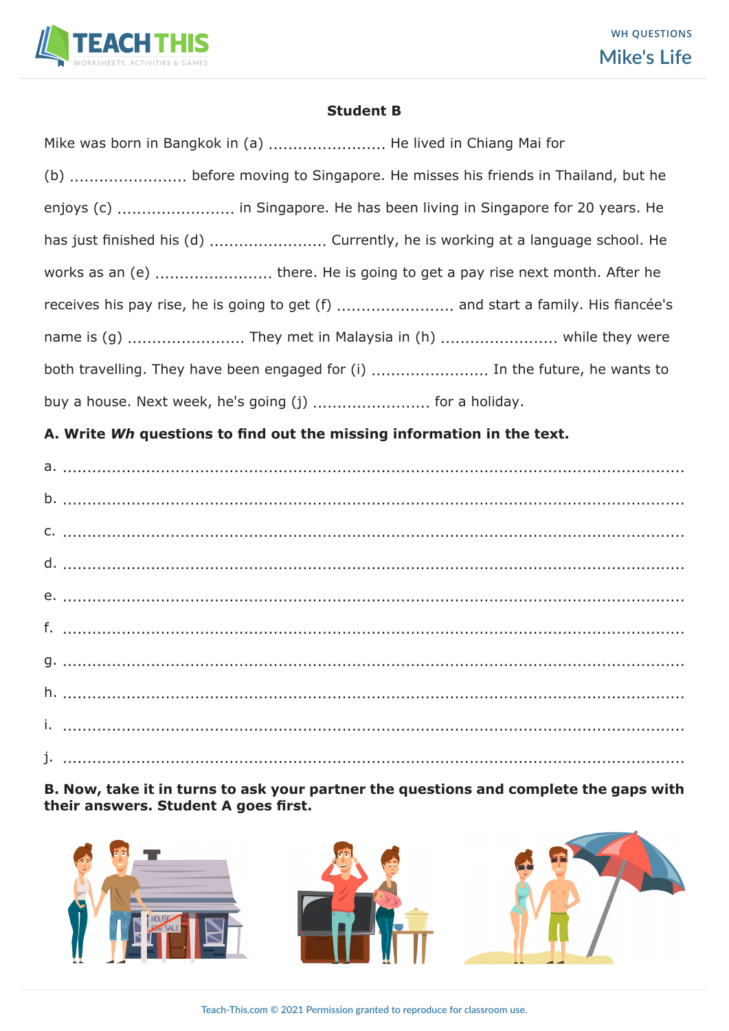**Student B**

Mike was born in Bangkok in (a) ........................ He lived in Chiang Mai for (b) ........................ before moving to Singapore. He misses his friends in Thailand, but he enjoys (c) ........................ in Singapore. He has been living in Singapore for 20 years. He has just finished his (d) ........................ Currently, he is working at a language school. He works as an (e) ........................ there. He is going to get a pay rise next month. After he receives his pay rise, he is going to get (f) ........................ and start a family. His fiancée's name is (g) ........................ They met in Malaysia in (h) ........................ while they were both travelling. They have been engaged for (i) ........................ In the future, he wants to buy a house. Next week, he's going (j) ........................ for a holiday.

**A. Write *Wh* questions to find out the missing information in the text.**

a. ..........................................................................................................

b. ..........................................................................................................

c. ..........................................................................................................

d. ..........................................................................................................

e. ..........................................................................................................

f. ..........................................................................................................

g. ..........................................................................................................

h. ..........................................................................................................

i. ..........................................................................................................

j. ..........................................................................................................

**B. Now, take it in turns to ask your partner the questions and complete the gaps with their answers. Student A goes first.**